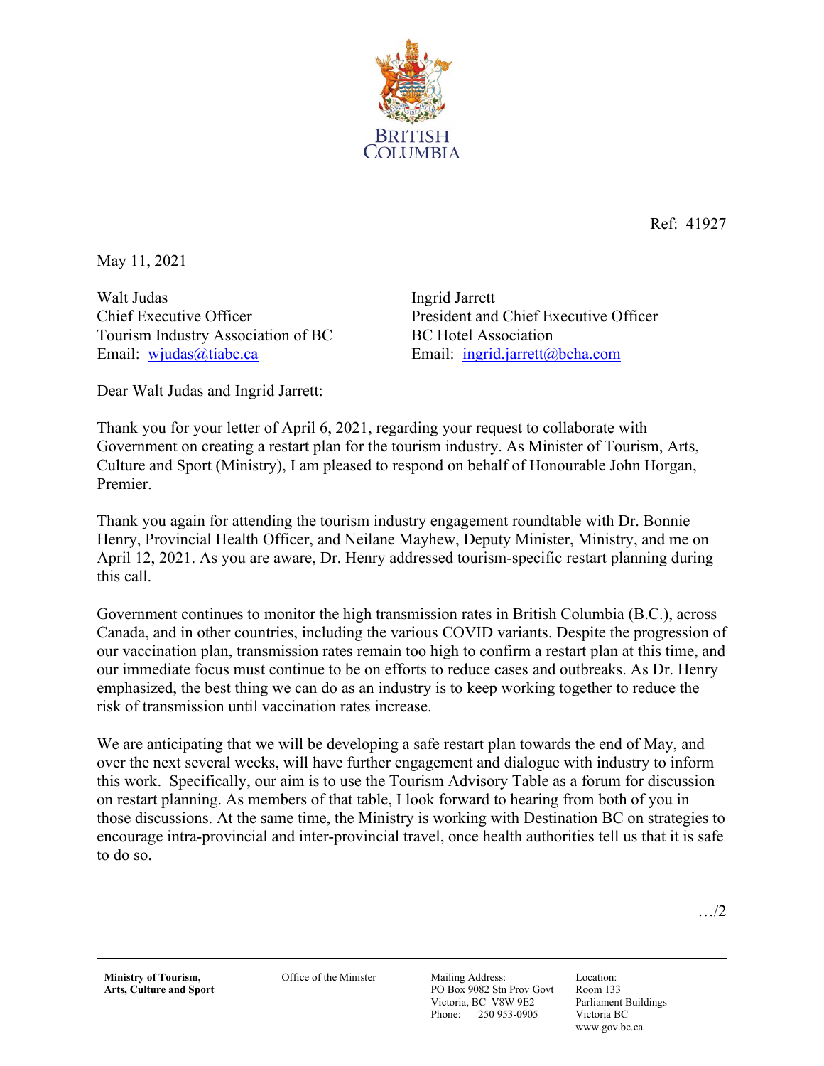BRITISH COLUMBIA

Ref: 41927

May 11, 2021

Walt Judas
Chief Executive Officer
Tourism Industry Association of BC
Email: wjudas@tiabc.ca

Ingrid Jarrett
President and Chief Executive Officer
BC Hotel Association
Email: ingrid.jarrett@bcha.com

Dear Walt Judas and Ingrid Jarrett:

Thank you for your letter of April 6, 2021, regarding your request to collaborate with Government on creating a restart plan for the tourism industry. As Minister of Tourism, Arts, Culture and Sport (Ministry), I am pleased to respond on behalf of Honourable John Horgan, Premier.

Thank you again for attending the tourism industry engagement roundtable with Dr. Bonnie Henry, Provincial Health Officer, and Neilane Mayhew, Deputy Minister, Ministry, and me on April 12, 2021. As you are aware, Dr. Henry addressed tourism-specific restart planning during this call.

Government continues to monitor the high transmission rates in British Columbia (B.C.), across Canada, and in other countries, including the various COVID variants. Despite the progression of our vaccination plan, transmission rates remain too high to confirm a restart plan at this time, and our immediate focus must continue to be on efforts to reduce cases and outbreaks. As Dr. Henry emphasized, the best thing we can do as an industry is to keep working together to reduce the risk of transmission until vaccination rates increase.

We are anticipating that we will be developing a safe restart plan towards the end of May, and over the next several weeks, will have further engagement and dialogue with industry to inform this work. Specifically, our aim is to use the Tourism Advisory Table as a forum for discussion on restart planning. As members of that table, I look forward to hearing from both of you in those discussions. At the same time, the Ministry is working with Destination BC on strategies to encourage intra-provincial and inter-provincial travel, once health authorities tell us that it is safe to do so.

…/2

**Ministry of Tourism, Arts, Culture and Sport**

Office of the Minister

Mailing Address:
PO Box 9082 Stn Prov Govt
Victoria, BC V8W 9E2
Phone: 250 953-0905

Location:
Room 133
Parliament Buildings
Victoria BC
www.gov.bc.ca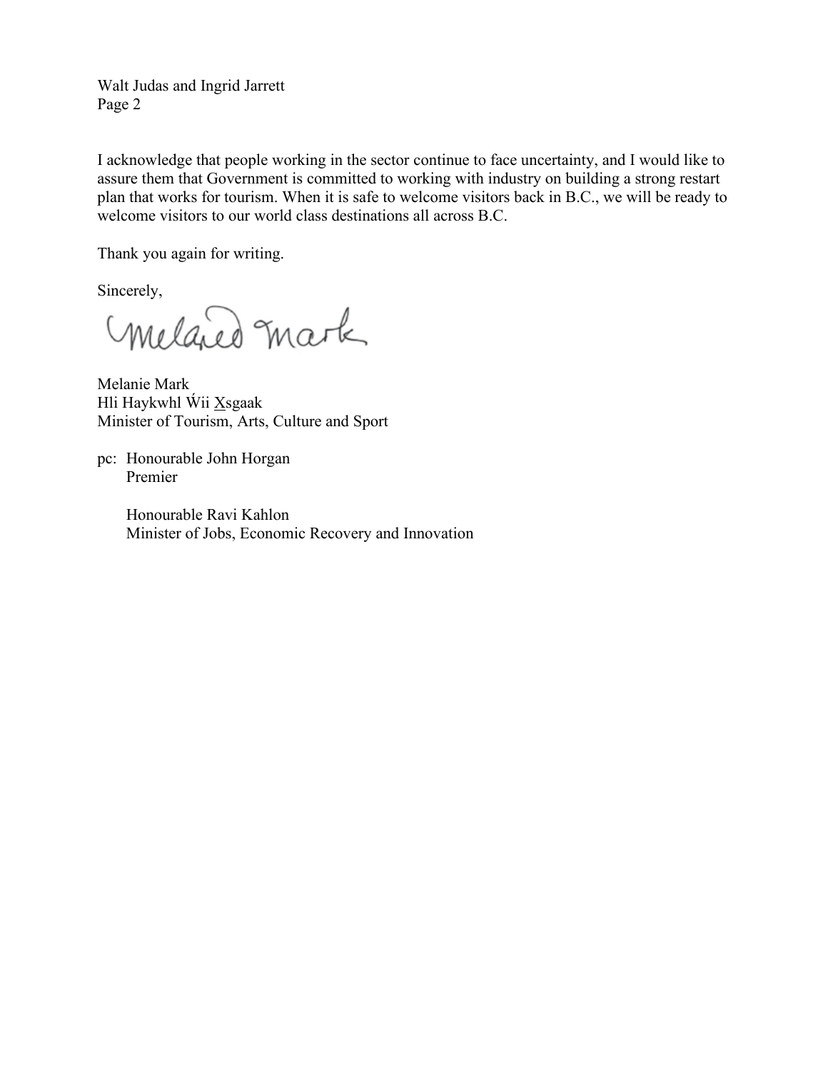I acknowledge that people working in the sector continue to face uncertainty, and I would like to assure them that Government is committed to working with industry on building a strong restart plan that works for tourism. When it is safe to welcome visitors back in B.C., we will be ready to welcome visitors to our world class destinations all across B.C.

Thank you again for writing.

Sincerely,

Melanie Mark
Hli Haykwhl Ẃii X̲sgaak
Minister of Tourism, Arts, Culture and Sport

pc: Honourable John Horgan
Premier

Honourable Ravi Kahlon
Minister of Jobs, Economic Recovery and Innovation